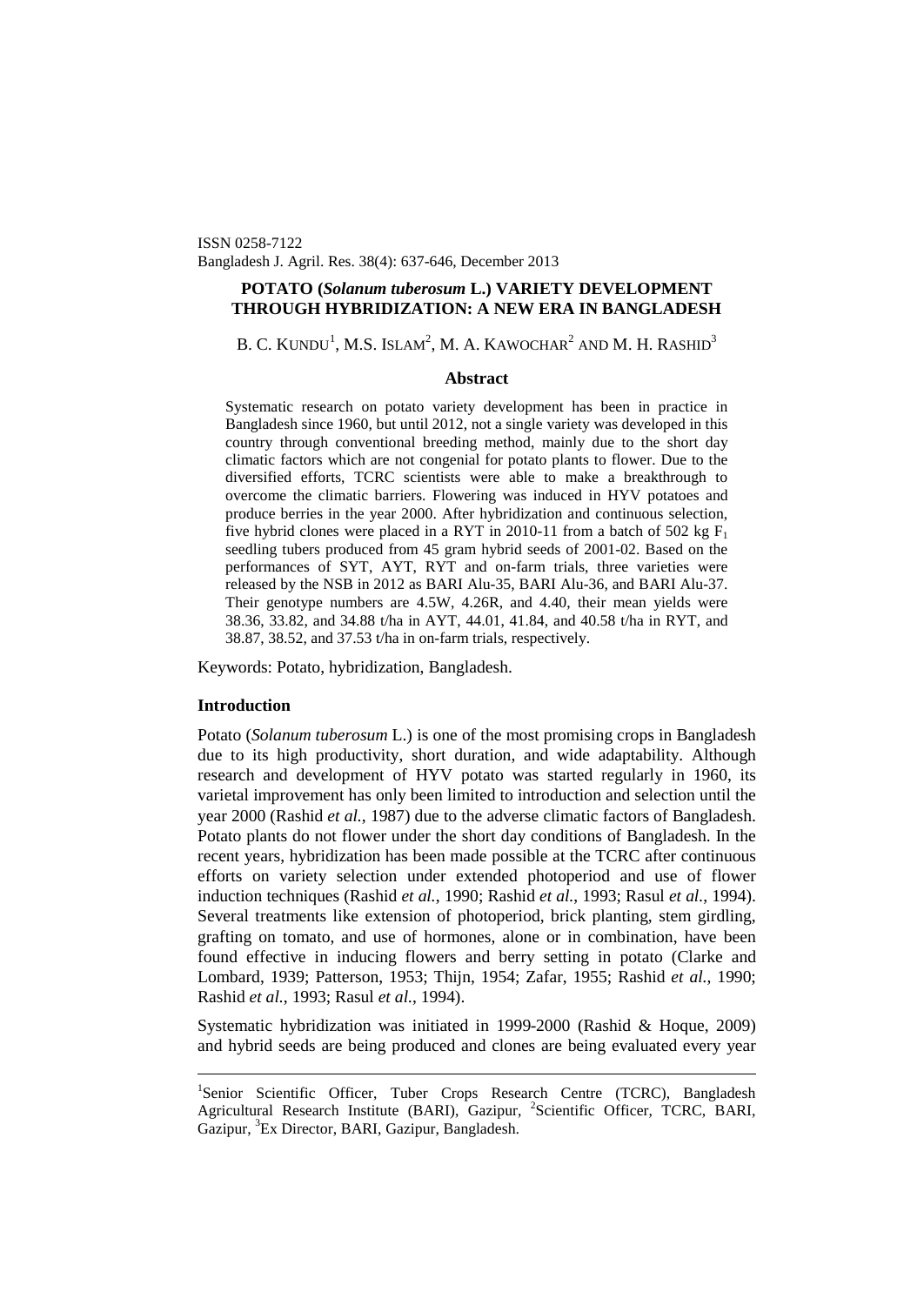ISSN 0258-7122
Bangladesh J. Agril. Res. 38(4): 637-646, December 2013

# POTATO (*Solanum tuberosum* L.) VARIETY DEVELOPMENT THROUGH HYBRIDIZATION: A NEW ERA IN BANGLADESH

B. C. KUNDU[1], M.S. ISLAM[2], M. A. KAWOCHAR[2] AND M. H. RASHID[3]

## Abstract

Systematic research on potato variety development has been in practice in Bangladesh since 1960, but until 2012, not a single variety was developed in this country through conventional breeding method, mainly due to the short day climatic factors which are not congenial for potato plants to flower. Due to the diversified efforts, TCRC scientists were able to make a breakthrough to overcome the climatic barriers. Flowering was induced in HYV potatoes and produce berries in the year 2000. After hybridization and continuous selection, five hybrid clones were placed in a RYT in 2010-11 from a batch of 502 kg $F_1$ seedling tubers produced from 45 gram hybrid seeds of 2001-02. Based on the performances of SYT, AYT, RYT and on-farm trials, three varieties were released by the NSB in 2012 as BARI Alu-35, BARI Alu-36, and BARI Alu-37. Their genotype numbers are 4.5W, 4.26R, and 4.40, their mean yields were 38.36, 33.82, and 34.88 t/ha in AYT, 44.01, 41.84, and 40.58 t/ha in RYT, and 38.87, 38.52, and 37.53 t/ha in on-farm trials, respectively.

Keywords: Potato, hybridization, Bangladesh.

## Introduction

Potato (*Solanum tuberosum* L.) is one of the most promising crops in Bangladesh due to its high productivity, short duration, and wide adaptability. Although research and development of HYV potato was started regularly in 1960, its varietal improvement has only been limited to introduction and selection until the year 2000 (Rashid *et al.*, 1987) due to the adverse climatic factors of Bangladesh. Potato plants do not flower under the short day conditions of Bangladesh. In the recent years, hybridization has been made possible at the TCRC after continuous efforts on variety selection under extended photoperiod and use of flower induction techniques (Rashid *et al.*, 1990; Rashid *et al.*, 1993; Rasul *et al.*, 1994). Several treatments like extension of photoperiod, brick planting, stem girdling, grafting on tomato, and use of hormones, alone or in combination, have been found effective in inducing flowers and berry setting in potato (Clarke and Lombard, 1939; Patterson, 1953; Thijn, 1954; Zafar, 1955; Rashid *et al.*, 1990; Rashid *et al.*, 1993; Rasul *et al.*, 1994).

Systematic hybridization was initiated in 1999-2000 (Rashid & Hoque, 2009) and hybrid seeds are being produced and clones are being evaluated every year

---

[1]Senior Scientific Officer, Tuber Crops Research Centre (TCRC), Bangladesh Agricultural Research Institute (BARI), Gazipur, [2]Scientific Officer, TCRC, BARI, Gazipur, [3]Ex Director, BARI, Gazipur, Bangladesh.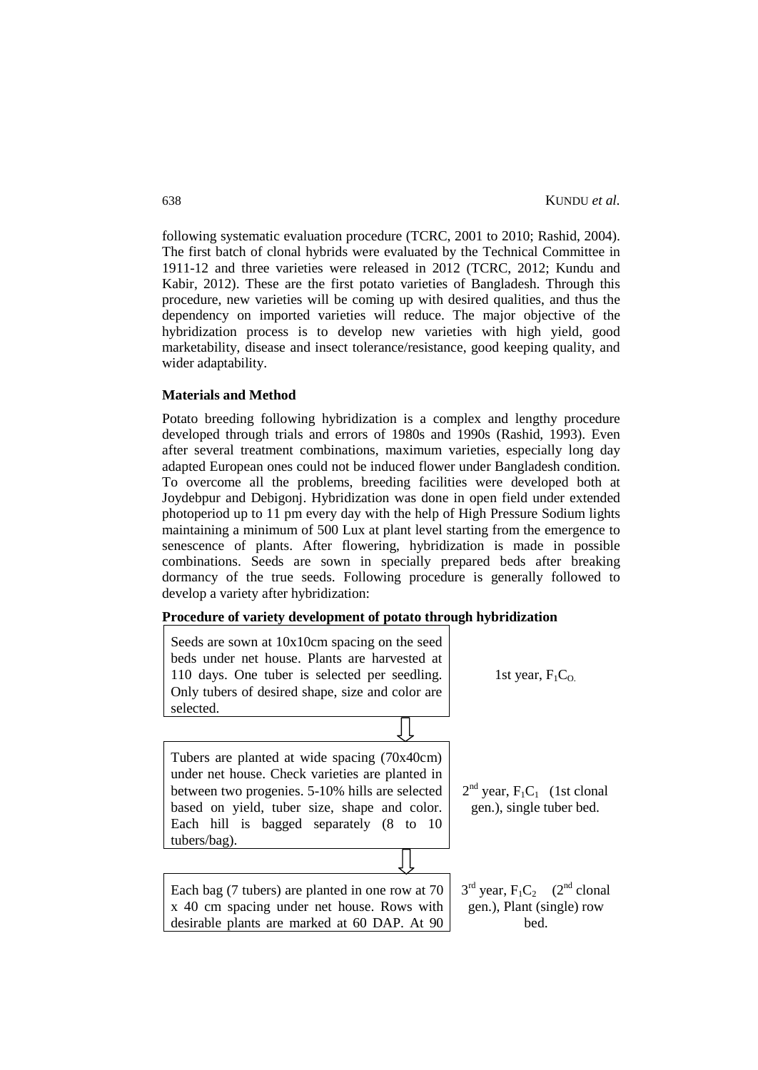following systematic evaluation procedure (TCRC, 2001 to 2010; Rashid, 2004). The first batch of clonal hybrids were evaluated by the Technical Committee in 1911-12 and three varieties were released in 2012 (TCRC, 2012; Kundu and Kabir, 2012). These are the first potato varieties of Bangladesh. Through this procedure, new varieties will be coming up with desired qualities, and thus the dependency on imported varieties will reduce. The major objective of the hybridization process is to develop new varieties with high yield, good marketability, disease and insect tolerance/resistance, good keeping quality, and wider adaptability.

## Materials and Method

Potato breeding following hybridization is a complex and lengthy procedure developed through trials and errors of 1980s and 1990s (Rashid, 1993). Even after several treatment combinations, maximum varieties, especially long day adapted European ones could not be induced flower under Bangladesh condition. To overcome all the problems, breeding facilities were developed both at Joydebpur and Debigonj. Hybridization was done in open field under extended photoperiod up to 11 pm every day with the help of High Pressure Sodium lights maintaining a minimum of 500 Lux at plant level starting from the emergence to senescence of plants. After flowering, hybridization is made in possible combinations. Seeds are sown in specially prepared beds after breaking dormancy of the true seeds. Following procedure is generally followed to develop a variety after hybridization:

### Procedure of variety development of potato through hybridization

| Procedure | Year / Generation |
|---|---|
| Seeds are sown at 10x10cm spacing on the seed beds under net house. Plants are harvested at 110 days. One tuber is selected per seedling. Only tubers of desired shape, size and color are selected. | 1st year, $F_1C_O$. |
| ⇩ | |
| Tubers are planted at wide spacing (70x40cm) under net house. Check varieties are planted in between two progenies. 5-10% hills are selected based on yield, tuber size, shape and color. Each hill is bagged separately (8 to 10 tubers/bag). | 2nd year, $F_1C_1$ (1st clonal gen.), single tuber bed. |
| ⇩ | |
| Each bag (7 tubers) are planted in one row at 70 x 40 cm spacing under net house. Rows with desirable plants are marked at 60 DAP. At 90 | 3rd year, $F_1C_2$ (2nd clonal gen.), Plant (single) row bed. |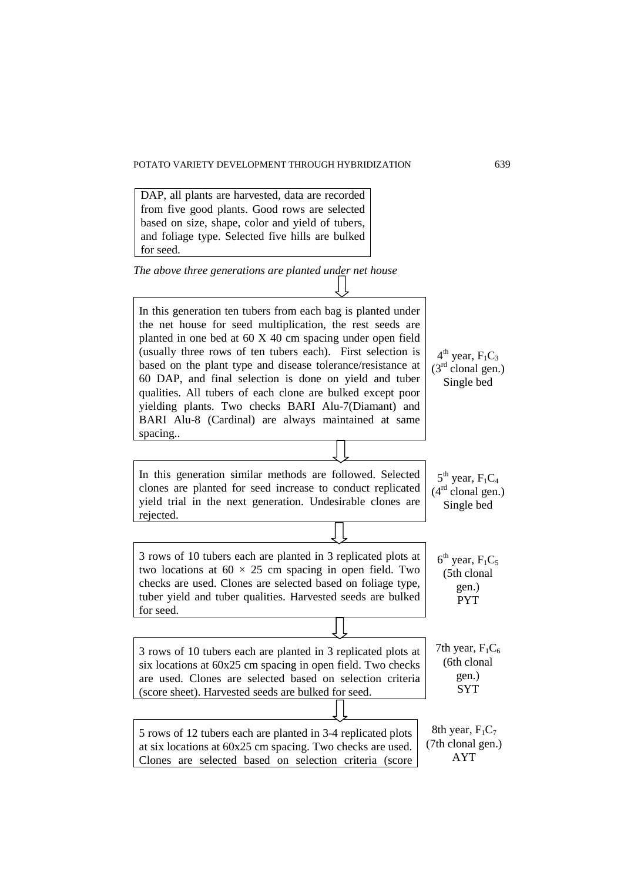DAP, all plants are harvested, data are recorded from five good plants. Good rows are selected based on size, shape, color and yield of tubers, and foliage type. Selected five hills are bulked for seed.

*The above three generations are planted under net house*

⇓

In this generation ten tubers from each bag is planted under the net house for seed multiplication, the rest seeds are planted in one bed at 60 X 40 cm spacing under open field (usually three rows of ten tubers each). First selection is based on the plant type and disease tolerance/resistance at 60 DAP, and final selection is done on yield and tuber qualities. All tubers of each clone are bulked except poor yielding plants. Two checks BARI Alu-7(Diamant) and BARI Alu-8 (Cardinal) are always maintained at same spacing..

4th year, $F_1C_3$ (3rd clonal gen.) Single bed

⇓

In this generation similar methods are followed. Selected clones are planted for seed increase to conduct replicated yield trial in the next generation. Undesirable clones are rejected.

5th year, $F_1C_4$ (4rd clonal gen.) Single bed

⇓

3 rows of 10 tubers each are planted in 3 replicated plots at two locations at $60 \times 25$ cm spacing in open field. Two checks are used. Clones are selected based on foliage type, tuber yield and tuber qualities. Harvested seeds are bulked for seed.

6th year, $F_1C_5$ (5th clonal gen.) PYT

⇓

3 rows of 10 tubers each are planted in 3 replicated plots at six locations at 60x25 cm spacing in open field. Two checks are used. Clones are selected based on selection criteria (score sheet). Harvested seeds are bulked for seed.

7th year, $F_1C_6$ (6th clonal gen.) SYT

⇓

5 rows of 12 tubers each are planted in 3-4 replicated plots at six locations at 60x25 cm spacing. Two checks are used. Clones are selected based on selection criteria (score

8th year, $F_1C_7$ (7th clonal gen.) AYT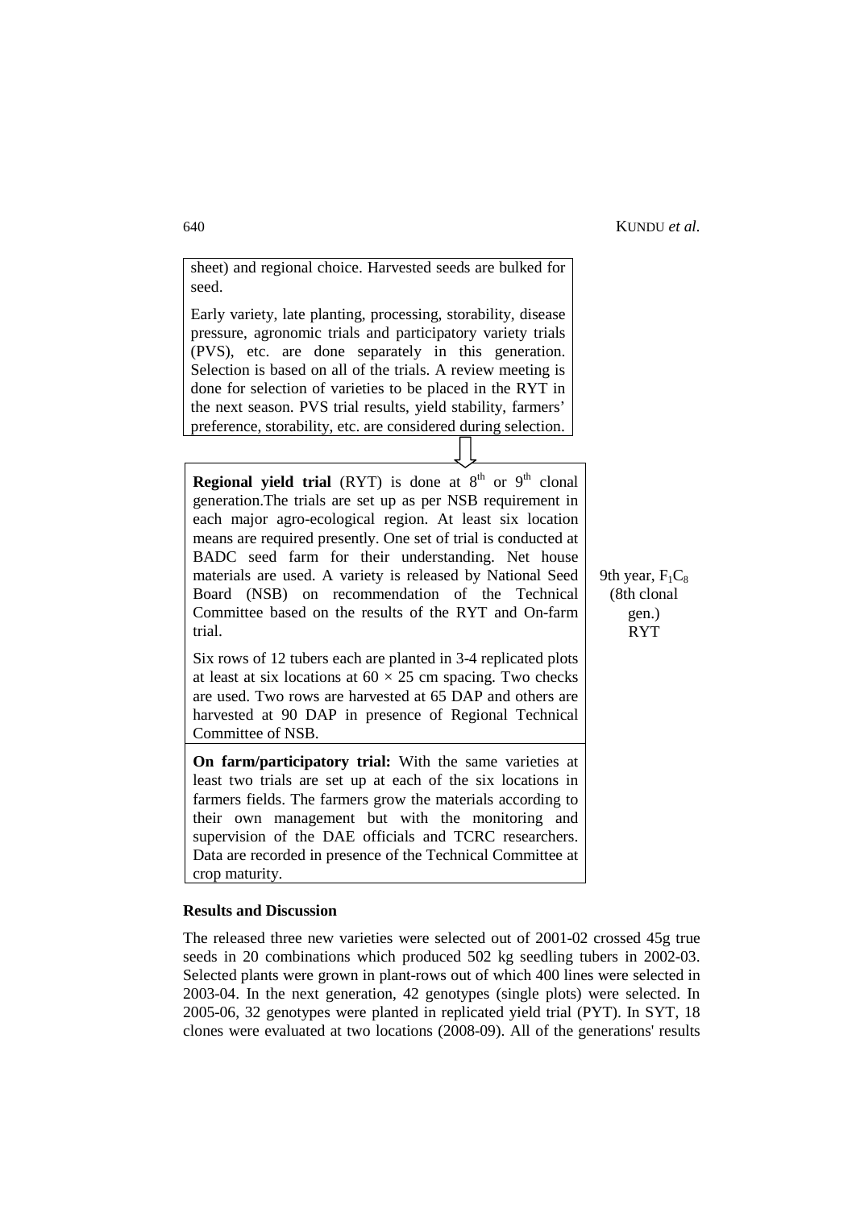sheet) and regional choice. Harvested seeds are bulked for seed.

Early variety, late planting, processing, storability, disease pressure, agronomic trials and participatory variety trials (PVS), etc. are done separately in this generation. Selection is based on all of the trials. A review meeting is done for selection of varieties to be placed in the RYT in the next season. PVS trial results, yield stability, farmers' preference, storability, etc. are considered during selection.

⇩

| | |
|---|---|
| **Regional yield trial** (RYT) is done at $8^{th}$ or $9^{th}$ clonal generation.The trials are set up as per NSB requirement in each major agro-ecological region. At least six location means are required presently. One set of trial is conducted at BADC seed farm for their understanding. Net house materials are used. A variety is released by National Seed Board (NSB) on recommendation of the Technical Committee based on the results of the RYT and On-farm trial.<br><br>Six rows of 12 tubers each are planted in 3-4 replicated plots at least at six locations at $60 \times 25$ cm spacing. Two checks are used. Two rows are harvested at 65 DAP and others are harvested at 90 DAP in presence of Regional Technical Committee of NSB. | 9th year, $F_1C_8$ (8th clonal gen.) RYT |
| **On farm/participatory trial:** With the same varieties at least two trials are set up at each of the six locations in farmers fields. The farmers grow the materials according to their own management but with the monitoring and supervision of the DAE officials and TCRC researchers. Data are recorded in presence of the Technical Committee at crop maturity. | |

## Results and Discussion

The released three new varieties were selected out of 2001-02 crossed 45g true seeds in 20 combinations which produced 502 kg seedling tubers in 2002-03. Selected plants were grown in plant-rows out of which 400 lines were selected in 2003-04. In the next generation, 42 genotypes (single plots) were selected. In 2005-06, 32 genotypes were planted in replicated yield trial (PYT). In SYT, 18 clones were evaluated at two locations (2008-09). All of the generations' results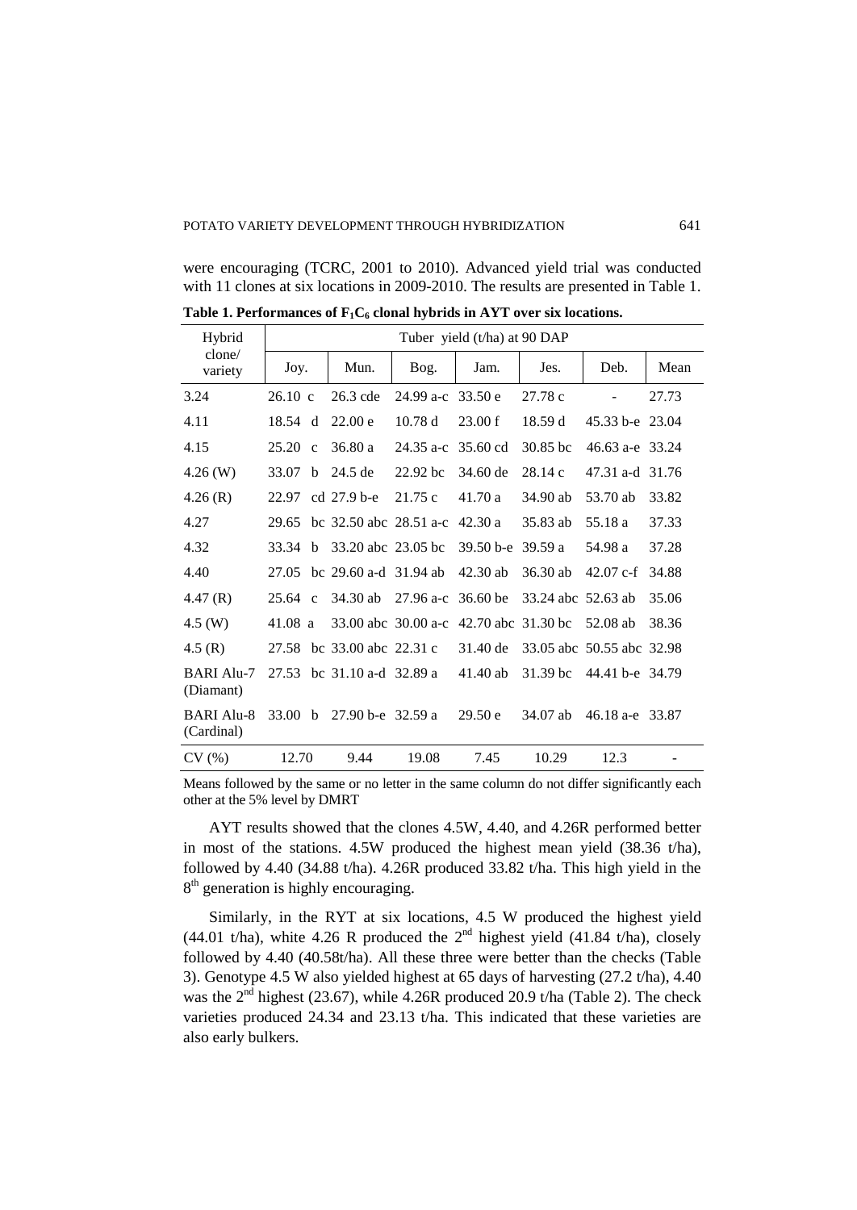were encouraging (TCRC, 2001 to 2010). Advanced yield trial was conducted with 11 clones at six locations in 2009-2010. The results are presented in Table 1.

**Table 1. Performances of $F_1C_6$ clonal hybrids in AYT over six locations.**

| Hybrid clone/ variety | Tuber yield (t/ha) at 90 DAP | | | | | | |
|---|---|---|---|---|---|---|---|
| | Joy. | Mun. | Bog. | Jam. | Jes. | Deb. | Mean |
| 3.24 | 26.10 c | 26.3 cde | 24.99 a-c | 33.50 e | 27.78 c | - | 27.73 |
| 4.11 | 18.54 d | 22.00 e | 10.78 d | 23.00 f | 18.59 d | 45.33 b-e | 23.04 |
| 4.15 | 25.20 c | 36.80 a | 24.35 a-c | 35.60 cd | 30.85 bc | 46.63 a-e | 33.24 |
| 4.26 (W) | 33.07 b | 24.5 de | 22.92 bc | 34.60 de | 28.14 c | 47.31 a-d | 31.76 |
| 4.26 (R) | 22.97 cd | 27.9 b-e | 21.75 c | 41.70 a | 34.90 ab | 53.70 ab | 33.82 |
| 4.27 | 29.65 bc | 32.50 abc | 28.51 a-c | 42.30 a | 35.83 ab | 55.18 a | 37.33 |
| 4.32 | 33.34 b | 33.20 abc | 23.05 bc | 39.50 b-e | 39.59 a | 54.98 a | 37.28 |
| 4.40 | 27.05 bc | 29.60 a-d | 31.94 ab | 42.30 ab | 36.30 ab | 42.07 c-f | 34.88 |
| 4.47 (R) | 25.64 c | 34.30 ab | 27.96 a-c | 36.60 be | 33.24 abc | 52.63 ab | 35.06 |
| 4.5 (W) | 41.08 a | 33.00 abc | 30.00 a-c | 42.70 abc | 31.30 bc | 52.08 ab | 38.36 |
| 4.5 (R) | 27.58 bc | 33.00 abc | 22.31 c | 31.40 de | 33.05 abc | 50.55 abc | 32.98 |
| BARI Alu-7 (Diamant) | 27.53 bc | 31.10 a-d | 32.89 a | 41.40 ab | 31.39 bc | 44.41 b-e | 34.79 |
| BARI Alu-8 (Cardinal) | 33.00 b | 27.90 b-e | 32.59 a | 29.50 e | 34.07 ab | 46.18 a-e | 33.87 |
| CV (%) | 12.70 | 9.44 | 19.08 | 7.45 | 10.29 | 12.3 | - |

Means followed by the same or no letter in the same column do not differ significantly each other at the 5% level by DMRT

AYT results showed that the clones 4.5W, 4.40, and 4.26R performed better in most of the stations. 4.5W produced the highest mean yield (38.36 t/ha), followed by 4.40 (34.88 t/ha). 4.26R produced 33.82 t/ha. This high yield in the 8[th] generation is highly encouraging.

Similarly, in the RYT at six locations, 4.5 W produced the highest yield (44.01 t/ha), white 4.26 R produced the 2[nd] highest yield (41.84 t/ha), closely followed by 4.40 (40.58t/ha). All these three were better than the checks (Table 3). Genotype 4.5 W also yielded highest at 65 days of harvesting (27.2 t/ha), 4.40 was the 2[nd] highest (23.67), while 4.26R produced 20.9 t/ha (Table 2). The check varieties produced 24.34 and 23.13 t/ha. This indicated that these varieties are also early bulkers.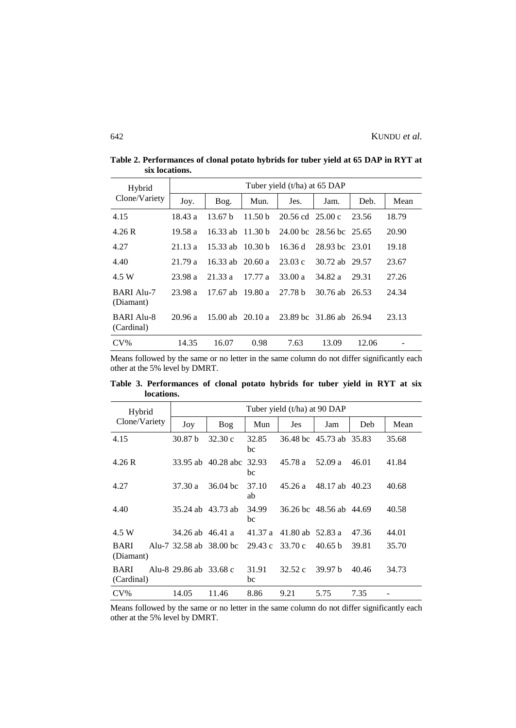**Table 2. Performances of clonal potato hybrids for tuber yield at 65 DAP in RYT at six locations.**

| Hybrid Clone/Variety | Tuber yield (t/ha) at 65 DAP | | | | | | |
|---|---|---|---|---|---|---|---|
| | Joy. | Bog. | Mun. | Jes. | Jam. | Deb. | Mean |
| 4.15 | 18.43 a | 13.67 b | 11.50 b | 20.56 cd | 25.00 c | 23.56 | 18.79 |
| 4.26 R | 19.58 a | 16.33 ab | 11.30 b | 24.00 bc | 28.56 bc | 25.65 | 20.90 |
| 4.27 | 21.13 a | 15.33 ab | 10.30 b | 16.36 d | 28.93 bc | 23.01 | 19.18 |
| 4.40 | 21.79 a | 16.33 ab | 20.60 a | 23.03 c | 30.72 ab | 29.57 | 23.67 |
| 4.5 W | 23.98 a | 21.33 a | 17.77 a | 33.00 a | 34.82 a | 29.31 | 27.26 |
| BARI Alu-7 (Diamant) | 23.98 a | 17.67 ab | 19.80 a | 27.78 b | 30.76 ab | 26.53 | 24.34 |
| BARI Alu-8 (Cardinal) | 20.96 a | 15.00 ab | 20.10 a | 23.89 bc | 31.86 ab | 26.94 | 23.13 |
| CV% | 14.35 | 16.07 | 0.98 | 7.63 | 13.09 | 12.06 | - |

Means followed by the same or no letter in the same column do not differ significantly each other at the 5% level by DMRT.

**Table 3. Performances of clonal potato hybrids for tuber yield in RYT at six locations.**

| Hybrid Clone/Variety | Tuber yield (t/ha) at 90 DAP | | | | | | |
|---|---|---|---|---|---|---|---|
| | Joy | Bog | Mun | Jes | Jam | Deb | Mean |
| 4.15 | 30.87 b | 32.30 c | 32.85 bc | 36.48 bc | 45.73 ab | 35.83 | 35.68 |
| 4.26 R | 33.95 ab | 40.28 abc | 32.93 bc | 45.78 a | 52.09 a | 46.01 | 41.84 |
| 4.27 | 37.30 a | 36.04 bc | 37.10 ab | 45.26 a | 48.17 ab | 40.23 | 40.68 |
| 4.40 | 35.24 ab | 43.73 ab | 34.99 bc | 36.26 bc | 48.56 ab | 44.69 | 40.58 |
| 4.5 W | 34.26 ab | 46.41 a | 41.37 a | 41.80 ab | 52.83 a | 47.36 | 44.01 |
| BARI Alu-7 (Diamant) | 32.58 ab | 38.00 bc | 29.43 c | 33.70 c | 40.65 b | 39.81 | 35.70 |
| BARI Alu-8 (Cardinal) | 29.86 ab | 33.68 c | 31.91 bc | 32.52 c | 39.97 b | 40.46 | 34.73 |
| CV% | 14.05 | 11.46 | 8.86 | 9.21 | 5.75 | 7.35 | - |

Means followed by the same or no letter in the same column do not differ significantly each other at the 5% level by DMRT.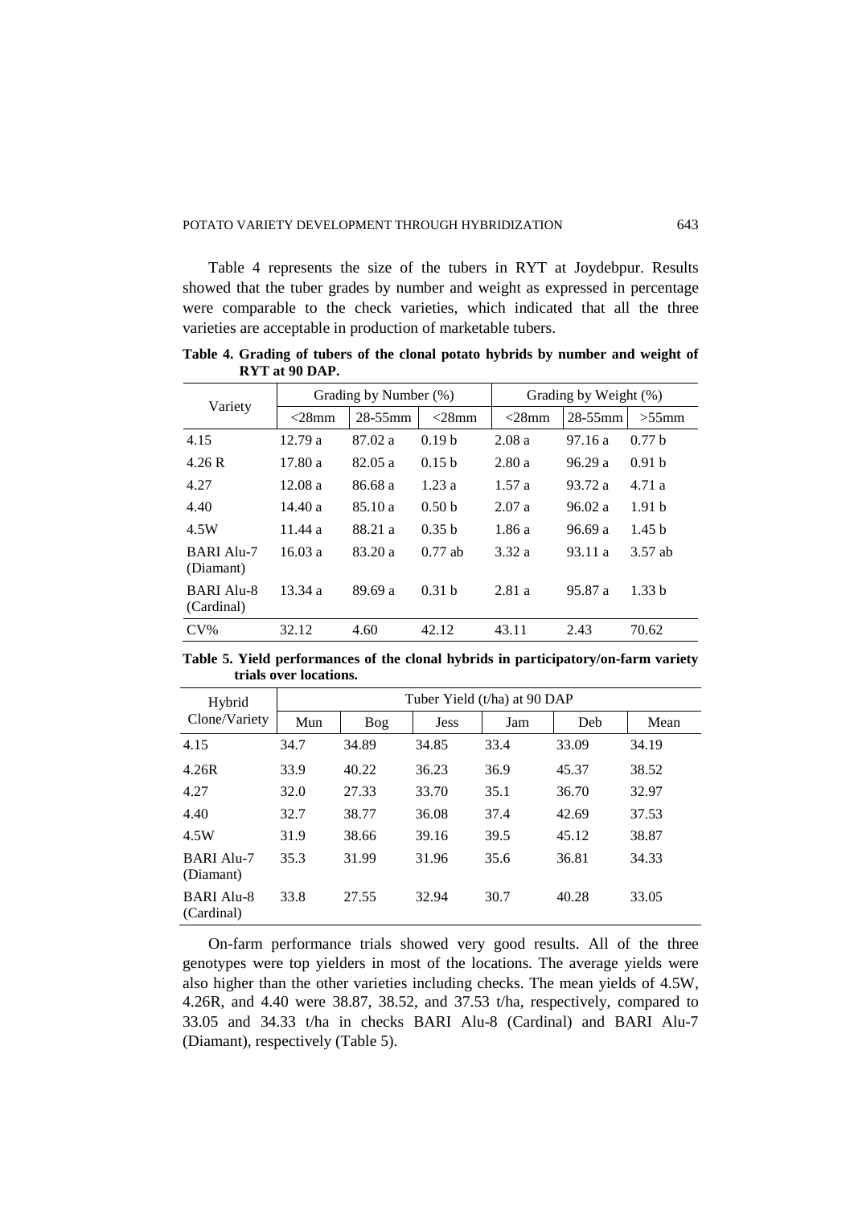Table 4 represents the size of the tubers in RYT at Joydebpur. Results showed that the tuber grades by number and weight as expressed in percentage were comparable to the check varieties, which indicated that all the three varieties are acceptable in production of marketable tubers.

**Table 4. Grading of tubers of the clonal potato hybrids by number and weight of RYT at 90 DAP.**

| Variety | Grading by Number (%) | | | Grading by Weight (%) | | |
|---|---|---|---|---|---|---|
| | <28mm | 28-55mm | <28mm | <28mm | 28-55mm | >55mm |
| 4.15 | 12.79 a | 87.02 a | 0.19 b | 2.08 a | 97.16 a | 0.77 b |
| 4.26 R | 17.80 a | 82.05 a | 0.15 b | 2.80 a | 96.29 a | 0.91 b |
| 4.27 | 12.08 a | 86.68 a | 1.23 a | 1.57 a | 93.72 a | 4.71 a |
| 4.40 | 14.40 a | 85.10 a | 0.50 b | 2.07 a | 96.02 a | 1.91 b |
| 4.5W | 11.44 a | 88.21 a | 0.35 b | 1.86 a | 96.69 a | 1.45 b |
| BARI Alu-7 (Diamant) | 16.03 a | 83.20 a | 0.77 ab | 3.32 a | 93.11 a | 3.57 ab |
| BARI Alu-8 (Cardinal) | 13.34 a | 89.69 a | 0.31 b | 2.81 a | 95.87 a | 1.33 b |
| CV% | 32.12 | 4.60 | 42.12 | 43.11 | 2.43 | 70.62 |

**Table 5. Yield performances of the clonal hybrids in participatory/on-farm variety trials over locations.**

| Hybrid Clone/Variety | Tuber Yield (t/ha) at 90 DAP | | | | | |
|---|---|---|---|---|---|---|
| | Mun | Bog | Jess | Jam | Deb | Mean |
| 4.15 | 34.7 | 34.89 | 34.85 | 33.4 | 33.09 | 34.19 |
| 4.26R | 33.9 | 40.22 | 36.23 | 36.9 | 45.37 | 38.52 |
| 4.27 | 32.0 | 27.33 | 33.70 | 35.1 | 36.70 | 32.97 |
| 4.40 | 32.7 | 38.77 | 36.08 | 37.4 | 42.69 | 37.53 |
| 4.5W | 31.9 | 38.66 | 39.16 | 39.5 | 45.12 | 38.87 |
| BARI Alu-7 (Diamant) | 35.3 | 31.99 | 31.96 | 35.6 | 36.81 | 34.33 |
| BARI Alu-8 (Cardinal) | 33.8 | 27.55 | 32.94 | 30.7 | 40.28 | 33.05 |

On-farm performance trials showed very good results. All of the three genotypes were top yielders in most of the locations. The average yields were also higher than the other varieties including checks. The mean yields of 4.5W, 4.26R, and 4.40 were 38.87, 38.52, and 37.53 t/ha, respectively, compared to 33.05 and 34.33 t/ha in checks BARI Alu-8 (Cardinal) and BARI Alu-7 (Diamant), respectively (Table 5).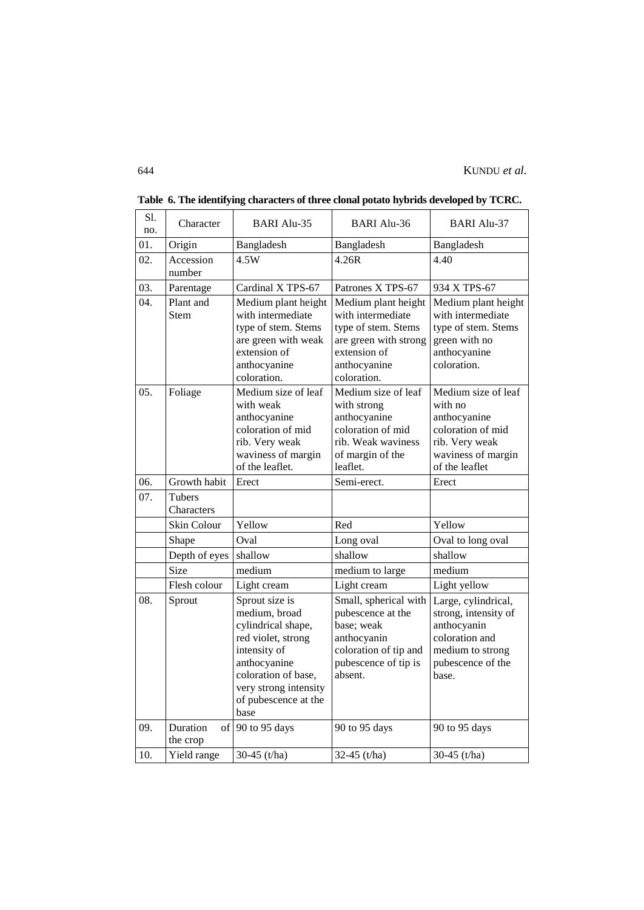**Table 6. The identifying characters of three clonal potato hybrids developed by TCRC.**

| Sl. no. | Character | BARI Alu-35 | BARI Alu-36 | BARI Alu-37 |
|---|---|---|---|---|
| 01. | Origin | Bangladesh | Bangladesh | Bangladesh |
| 02. | Accession number | 4.5W | 4.26R | 4.40 |
| 03. | Parentage | Cardinal X TPS-67 | Patrones X TPS-67 | 934 X TPS-67 |
| 04. | Plant and Stem | Medium plant height with intermediate type of stem. Stems are green with weak extension of anthocyanine coloration. | Medium plant height with intermediate type of stem. Stems are green with strong extension of anthocyanine coloration. | Medium plant height with intermediate type of stem. Stems green with no anthocyanine coloration. |
| 05. | Foliage | Medium size of leaf with weak anthocyanine coloration of mid rib. Very weak waviness of margin of the leaflet. | Medium size of leaf with strong anthocyanine coloration of mid rib. Weak waviness of margin of the leaflet. | Medium size of leaf with no anthocyanine coloration of mid rib. Very weak waviness of margin of the leaflet |
| 06. | Growth habit | Erect | Semi-erect. | Erect |
| 07. | Tubers Characters | | | |
| | Skin Colour | Yellow | Red | Yellow |
| | Shape | Oval | Long oval | Oval to long oval |
| | Depth of eyes | shallow | shallow | shallow |
| | Size | medium | medium to large | medium |
| | Flesh colour | Light cream | Light cream | Light yellow |
| 08. | Sprout | Sprout size is medium, broad cylindrical shape, red violet, strong intensity of anthocyanine coloration of base, very strong intensity of pubescence at the base | Small, spherical with pubescence at the base; weak anthocyanin coloration of tip and pubescence of tip is absent. | Large, cylindrical, strong, intensity of anthocyanin coloration and medium to strong pubescence of the base. |
| 09. | Duration of the crop | 90 to 95 days | 90 to 95 days | 90 to 95 days |
| 10. | Yield range | 30-45 (t/ha) | 32-45 (t/ha) | 30-45 (t/ha) |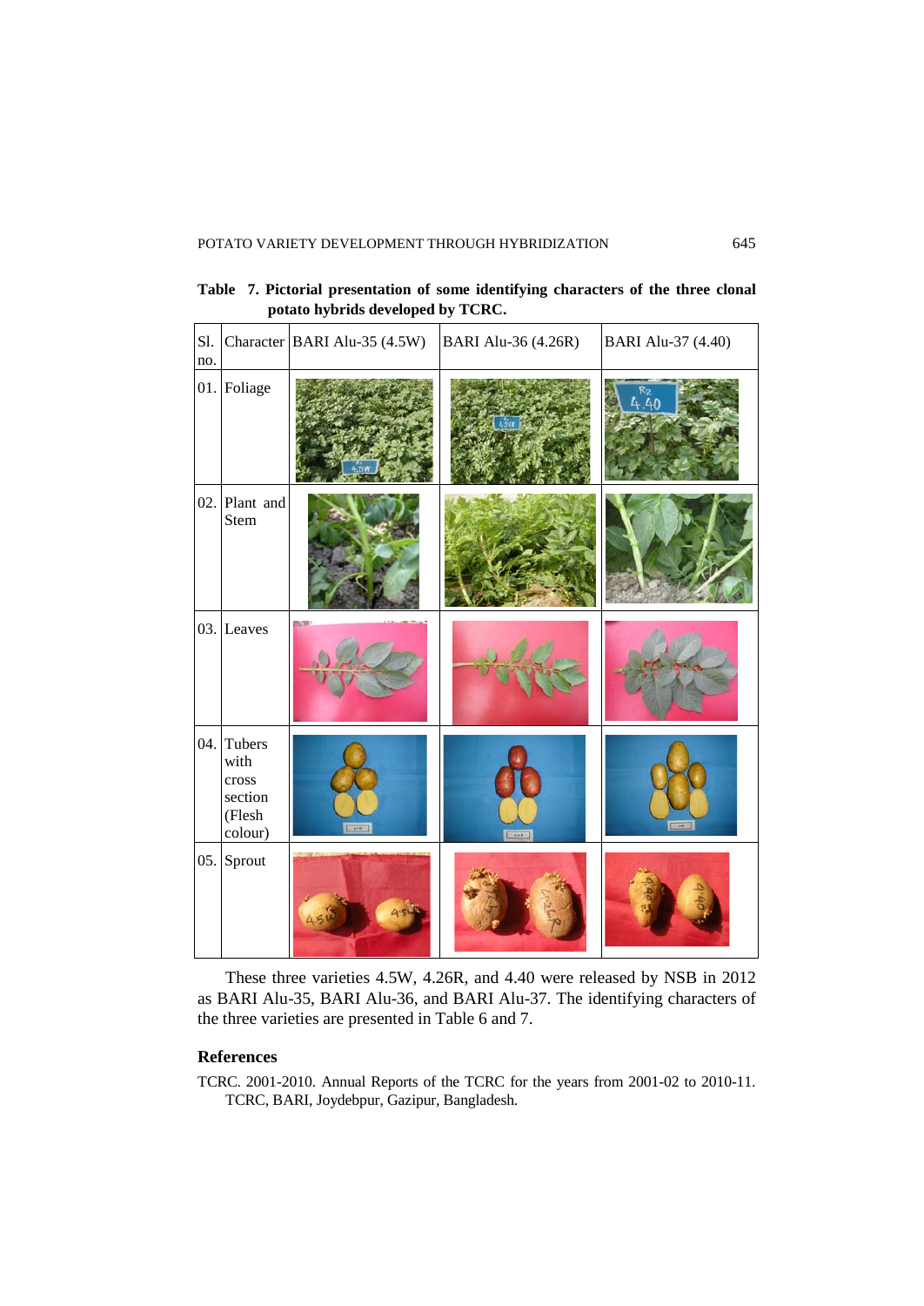**Table 7. Pictorial presentation of some identifying characters of the three clonal potato hybrids developed by TCRC.**

| Sl. no. | Character | BARI Alu-35 (4.5W) | BARI Alu-36 (4.26R) | BARI Alu-37 (4.40) |
|---|---|---|---|---|
| 01. | Foliage | | | |
| 02. | Plant and Stem | | | |
| 03. | Leaves | | | |
| 04. | Tubers with cross section (Flesh colour) | | | |
| 05. | Sprout | | | |

These three varieties 4.5W, 4.26R, and 4.40 were released by NSB in 2012 as BARI Alu-35, BARI Alu-36, and BARI Alu-37. The identifying characters of the three varieties are presented in Table 6 and 7.

## References

TCRC. 2001-2010. Annual Reports of the TCRC for the years from 2001-02 to 2010-11. TCRC, BARI, Joydebpur, Gazipur, Bangladesh.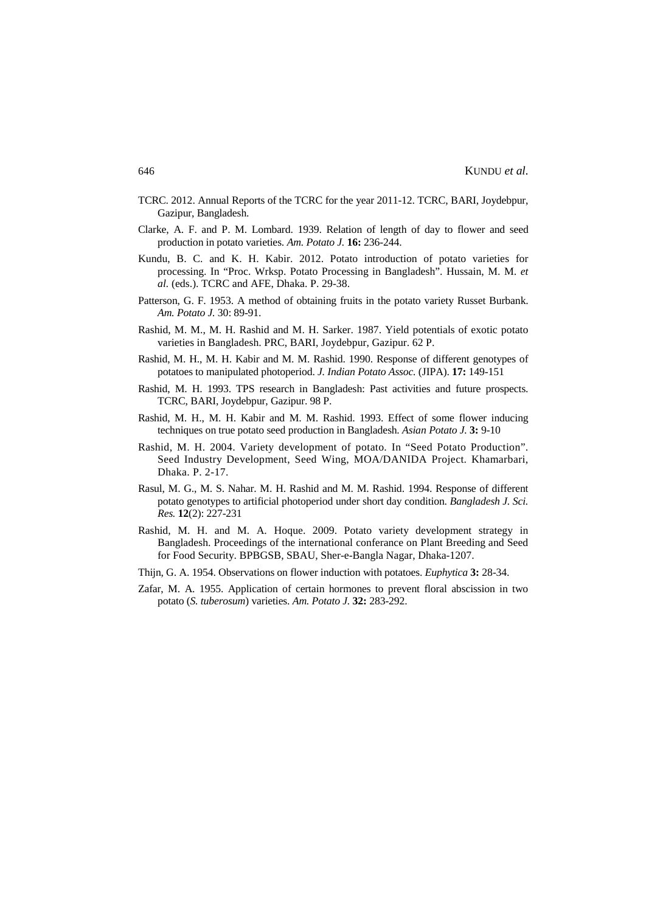TCRC. 2012. Annual Reports of the TCRC for the year 2011-12. TCRC, BARI, Joydebpur, Gazipur, Bangladesh.

Clarke, A. F. and P. M. Lombard. 1939. Relation of length of day to flower and seed production in potato varieties. *Am. Potato J.* **16:** 236-244.

Kundu, B. C. and K. H. Kabir. 2012. Potato introduction of potato varieties for processing. In "Proc. Wrksp. Potato Processing in Bangladesh". Hussain, M. M. *et al*. (eds.). TCRC and AFE, Dhaka. P. 29-38.

Patterson, G. F. 1953. A method of obtaining fruits in the potato variety Russet Burbank. *Am. Potato J.* 30: 89-91.

Rashid, M. M., M. H. Rashid and M. H. Sarker. 1987. Yield potentials of exotic potato varieties in Bangladesh. PRC, BARI, Joydebpur, Gazipur. 62 P.

Rashid, M. H., M. H. Kabir and M. M. Rashid. 1990. Response of different genotypes of potatoes to manipulated photoperiod. *J. Indian Potato Assoc.* (JIPA). **17:** 149-151

Rashid, M. H. 1993. TPS research in Bangladesh: Past activities and future prospects. TCRC, BARI, Joydebpur, Gazipur. 98 P.

Rashid, M. H., M. H. Kabir and M. M. Rashid. 1993. Effect of some flower inducing techniques on true potato seed production in Bangladesh. *Asian Potato J.* **3:** 9-10

Rashid, M. H. 2004. Variety development of potato. In "Seed Potato Production". Seed Industry Development, Seed Wing, MOA/DANIDA Project. Khamarbari, Dhaka. P. 2-17.

Rasul, M. G., M. S. Nahar. M. H. Rashid and M. M. Rashid. 1994. Response of different potato genotypes to artificial photoperiod under short day condition. *Bangladesh J. Sci. Res.* **12**(2): 227-231

Rashid, M. H. and M. A. Hoque. 2009. Potato variety development strategy in Bangladesh. Proceedings of the international conferance on Plant Breeding and Seed for Food Security. BPBGSB, SBAU, Sher-e-Bangla Nagar, Dhaka-1207.

Thijn, G. A. 1954. Observations on flower induction with potatoes. *Euphytica* **3:** 28-34.

Zafar, M. A. 1955. Application of certain hormones to prevent floral abscission in two potato (*S. tuberosum*) varieties. *Am. Potato J.* **32:** 283-292.